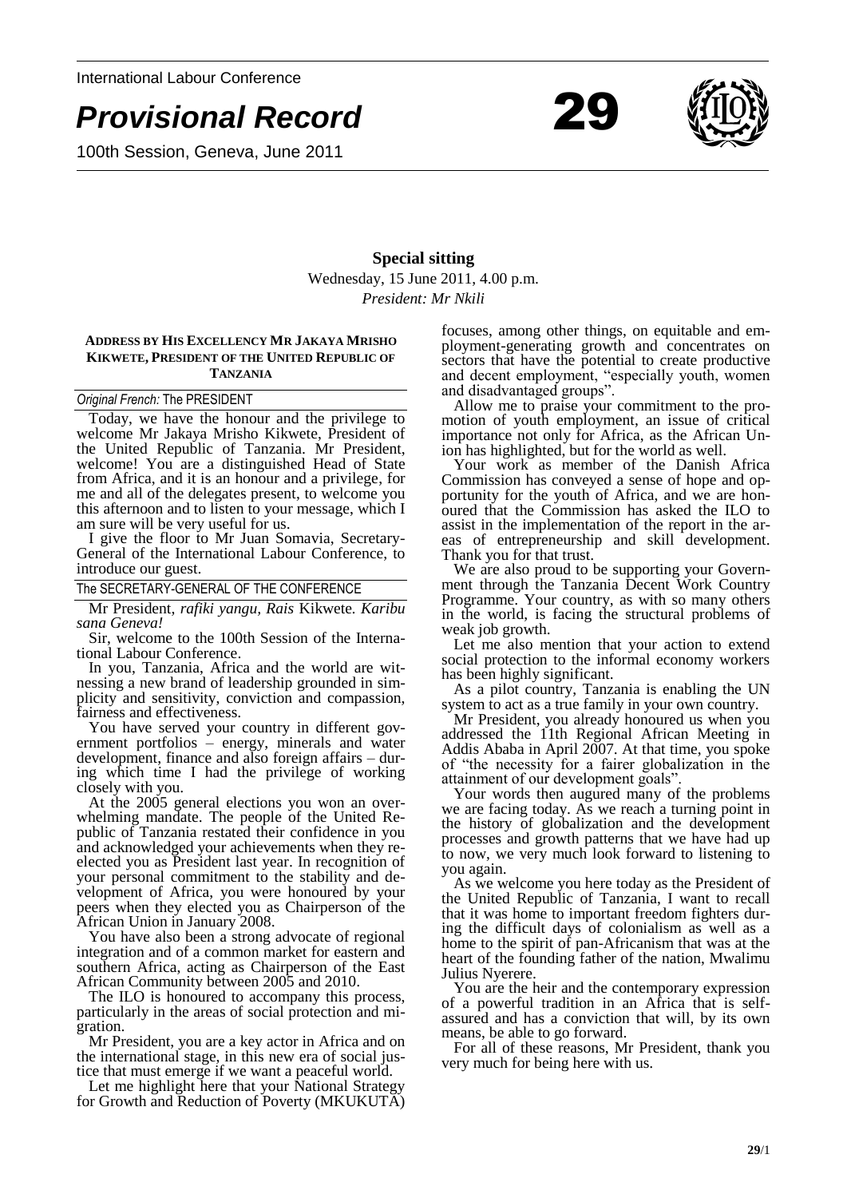International Labour Conference

# *Provisional Record* 29

100th Session, Geneva, June 2011

## Special sitting

Wednesday, 15 June 2011, 4.00 p.m.

*President: Mr Nkili*

### ADDRESS BY HIS EXCELLENCY MR JAKAYA MRISHO KIKWETE, PRESIDENT OF THE UNITED REPUBLIC OF TANZANIA

*Original French:* The PRESIDENT

Today, we have the honour and the privilege to welcome Mr Jakaya Mrisho Kikwete, President of the United Republic of Tanzania. Mr President, welcome! You are a distinguished Head of State from Africa, and it is an honour and a privilege, for me and all of the delegates present, to welcome you this afternoon and to listen to your message, which I am sure will be very useful for us.

I give the floor to Mr Juan Somavia, Secretary-General of the International Labour Conference, to introduce our guest.

The SECRETARY-GENERAL OF THE CONFERENCE

Mr President, *rafiki yangu, Rais* Kikwete. *Karibu sana Geneva!*

Sir, welcome to the 100th Session of the International Labour Conference.

In you, Tanzania, Africa and the world are witnessing a new brand of leadership grounded in simplicity and sensitivity, conviction and compassion, fairness and effectiveness.

You have served your country in different government portfolios – energy, minerals and water development, finance and also foreign affairs – during which time I had the privilege of working closely with you.

At the 2005 general elections you won an overwhelming mandate. The people of the United Republic of Tanzania restated their confidence in you and acknowledged your achievements when they re-elected you as President last year. In recognition of your personal commitment to the stability and development of Africa, you were honoured by your peers when they elected you as Chairperson of the African Union in January 2008.

You have also been a strong advocate of regional integration and of a common market for eastern and southern Africa, acting as Chairperson of the East African Community between 2005 and 2010.

The ILO is honoured to accompany this process, particularly in the areas of social protection and migration.

Mr President, you are a key actor in Africa and on the international stage, in this new era of social justice that must emerge if we want a peaceful world.

Let me highlight here that your National Strategy for Growth and Reduction of Poverty (MKUKUTA) focuses, among other things, on equitable and employment-generating growth and concentrates on sectors that have the potential to create productive and decent employment, "especially youth, women and disadvantaged groups".

Allow me to praise your commitment to the promotion of youth employment, an issue of critical importance not only for Africa, as the African Union has highlighted, but for the world as well.

Your work as member of the Danish Africa Commission has conveyed a sense of hope and opportunity for the youth of Africa, and we are honoured that the Commission has asked the ILO to assist in the implementation of the report in the areas of entrepreneurship and skill development. Thank you for that trust.

We are also proud to be supporting your Government through the Tanzania Decent Work Country Programme. Your country, as with so many others in the world, is facing the structural problems of weak job growth.

Let me also mention that your action to extend social protection to the informal economy workers has been highly significant.

As a pilot country, Tanzania is enabling the UN system to act as a true family in your own country.

Mr President, you already honoured us when you addressed the 11th Regional African Meeting in Addis Ababa in April 2007. At that time, you spoke of "the necessity for a fairer globalization in the attainment of our development goals".

Your words then augured many of the problems we are facing today. As we reach a turning point in the history of globalization and the development processes and growth patterns that we have had up to now, we very much look forward to listening to you again.

As we welcome you here today as the President of the United Republic of Tanzania, I want to recall that it was home to important freedom fighters during the difficult days of colonialism as well as a home to the spirit of pan-Africanism that was at the heart of the founding father of the nation, Mwalimu Julius Nyerere.

You are the heir and the contemporary expression of a powerful tradition in an Africa that is self-assured and has a conviction that will, by its own means, be able to go forward.

For all of these reasons, Mr President, thank you very much for being here with us.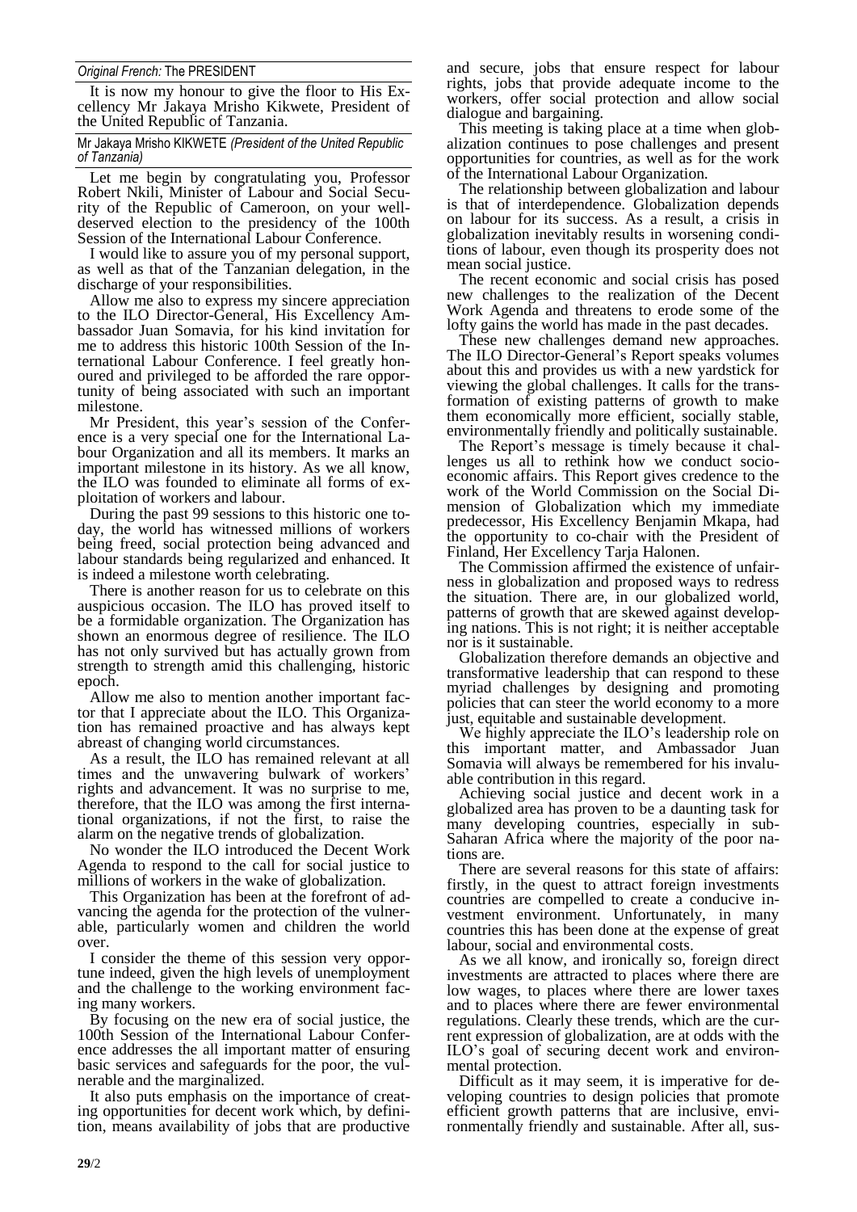*Original French:* The PRESIDENT

It is now my honour to give the floor to His Excellency Mr Jakaya Mrisho Kikwete, President of the United Republic of Tanzania.

Mr Jakaya Mrisho KIKWETE *(President of the United Republic of Tanzania)*

Let me begin by congratulating you, Professor Robert Nkili, Minister of Labour and Social Security of the Republic of Cameroon, on your well-deserved election to the presidency of the 100th Session of the International Labour Conference.

I would like to assure you of my personal support, as well as that of the Tanzanian delegation, in the discharge of your responsibilities.

Allow me also to express my sincere appreciation to the ILO Director-General, His Excellency Ambassador Juan Somavia, for his kind invitation for me to address this historic 100th Session of the International Labour Conference. I feel greatly honoured and privileged to be afforded the rare opportunity of being associated with such an important milestone.

Mr President, this year's session of the Conference is a very special one for the International Labour Organization and all its members. It marks an important milestone in its history. As we all know, the ILO was founded to eliminate all forms of exploitation of workers and labour.

During the past 99 sessions to this historic one today, the world has witnessed millions of workers being freed, social protection being advanced and labour standards being regularized and enhanced. It is indeed a milestone worth celebrating.

There is another reason for us to celebrate on this auspicious occasion. The ILO has proved itself to be a formidable organization. The Organization has shown an enormous degree of resilience. The ILO has not only survived but has actually grown from strength to strength amid this challenging, historic epoch.

Allow me also to mention another important factor that I appreciate about the ILO. This Organization has remained proactive and has always kept abreast of changing world circumstances.

As a result, the ILO has remained relevant at all times and the unwavering bulwark of workers' rights and advancement. It was no surprise to me, therefore, that the ILO was among the first international organizations, if not the first, to raise the alarm on the negative trends of globalization.

No wonder the ILO introduced the Decent Work Agenda to respond to the call for social justice to millions of workers in the wake of globalization.

This Organization has been at the forefront of advancing the agenda for the protection of the vulnerable, particularly women and children the world over.

I consider the theme of this session very opportune indeed, given the high levels of unemployment and the challenge to the working environment facing many workers.

By focusing on the new era of social justice, the 100th Session of the International Labour Conference addresses the all important matter of ensuring basic services and safeguards for the poor, the vulnerable and the marginalized.

It also puts emphasis on the importance of creating opportunities for decent work which, by definition, means availability of jobs that are productive and secure, jobs that ensure respect for labour rights, jobs that provide adequate income to the workers, offer social protection and allow social dialogue and bargaining.

This meeting is taking place at a time when globalization continues to pose challenges and present opportunities for countries, as well as for the work of the International Labour Organization.

The relationship between globalization and labour is that of interdependence. Globalization depends on labour for its success. As a result, a crisis in globalization inevitably results in worsening conditions of labour, even though its prosperity does not mean social justice.

The recent economic and social crisis has posed new challenges to the realization of the Decent Work Agenda and threatens to erode some of the lofty gains the world has made in the past decades.

These new challenges demand new approaches. The ILO Director-General's Report speaks volumes about this and provides us with a new yardstick for viewing the global challenges. It calls for the transformation of existing patterns of growth to make them economically more efficient, socially stable, environmentally friendly and politically sustainable.

The Report's message is timely because it challenges us all to rethink how we conduct socio-economic affairs. This Report gives credence to the work of the World Commission on the Social Dimension of Globalization which my immediate predecessor, His Excellency Benjamin Mkapa, had the opportunity to co-chair with the President of Finland, Her Excellency Tarja Halonen.

The Commission affirmed the existence of unfairness in globalization and proposed ways to redress the situation. There are, in our globalized world, patterns of growth that are skewed against developing nations. This is not right; it is neither acceptable nor is it sustainable.

Globalization therefore demands an objective and transformative leadership that can respond to these myriad challenges by designing and promoting policies that can steer the world economy to a more just, equitable and sustainable development.

We highly appreciate the ILO's leadership role on this important matter, and Ambassador Juan Somavia will always be remembered for his invaluable contribution in this regard.

Achieving social justice and decent work in a globalized area has proven to be a daunting task for many developing countries, especially in sub-Saharan Africa where the majority of the poor nations are.

There are several reasons for this state of affairs: firstly, in the quest to attract foreign investments countries are compelled to create a conducive investment environment. Unfortunately, in many countries this has been done at the expense of great labour, social and environmental costs.

As we all know, and ironically so, foreign direct investments are attracted to places where there are low wages, to places where there are lower taxes and to places where there are fewer environmental regulations. Clearly these trends, which are the current expression of globalization, are at odds with the ILO's goal of securing decent work and environmental protection.

Difficult as it may seem, it is imperative for developing countries to design policies that promote efficient growth patterns that are inclusive, environmentally friendly and sustainable. After all, sus-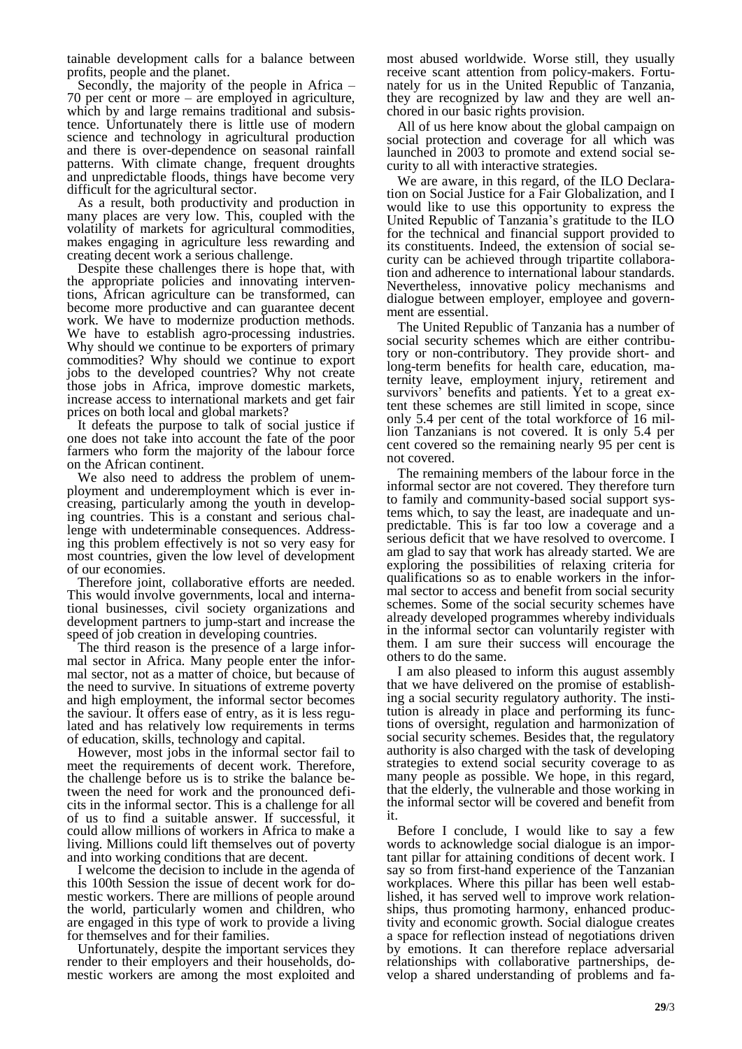tainable development calls for a balance between profits, people and the planet.

Secondly, the majority of the people in Africa – 70 per cent or more – are employed in agriculture, which by and large remains traditional and subsistence. Unfortunately there is little use of modern science and technology in agricultural production and there is over-dependence on seasonal rainfall patterns. With climate change, frequent droughts and unpredictable floods, things have become very difficult for the agricultural sector.

As a result, both productivity and production in many places are very low. This, coupled with the volatility of markets for agricultural commodities, makes engaging in agriculture less rewarding and creating decent work a serious challenge.

Despite these challenges there is hope that, with the appropriate policies and innovating interventions, African agriculture can be transformed, can become more productive and can guarantee decent work. We have to modernize production methods. We have to establish agro-processing industries. Why should we continue to be exporters of primary commodities? Why should we continue to export jobs to the developed countries? Why not create those jobs in Africa, improve domestic markets, increase access to international markets and get fair prices on both local and global markets?

It defeats the purpose to talk of social justice if one does not take into account the fate of the poor farmers who form the majority of the labour force on the African continent.

We also need to address the problem of unemployment and underemployment which is ever increasing, particularly among the youth in developing countries. This is a constant and serious challenge with undeterminable consequences. Addressing this problem effectively is not so very easy for most countries, given the low level of development of our economies.

Therefore joint, collaborative efforts are needed. This would involve governments, local and international businesses, civil society organizations and development partners to jump-start and increase the speed of job creation in developing countries.

The third reason is the presence of a large informal sector in Africa. Many people enter the informal sector, not as a matter of choice, but because of the need to survive. In situations of extreme poverty and high employment, the informal sector becomes the saviour. It offers ease of entry, as it is less regulated and has relatively low requirements in terms of education, skills, technology and capital.

However, most jobs in the informal sector fail to meet the requirements of decent work. Therefore, the challenge before us is to strike the balance between the need for work and the pronounced deficits in the informal sector. This is a challenge for all of us to find a suitable answer. If successful, it could allow millions of workers in Africa to make a living. Millions could lift themselves out of poverty and into working conditions that are decent.

I welcome the decision to include in the agenda of this 100th Session the issue of decent work for domestic workers. There are millions of people around the world, particularly women and children, who are engaged in this type of work to provide a living for themselves and for their families.

Unfortunately, despite the important services they render to their employers and their households, domestic workers are among the most exploited and most abused worldwide. Worse still, they usually receive scant attention from policy-makers. Fortunately for us in the United Republic of Tanzania, they are recognized by law and they are well anchored in our basic rights provision.

All of us here know about the global campaign on social protection and coverage for all which was launched in 2003 to promote and extend social security to all with interactive strategies.

We are aware, in this regard, of the ILO Declaration on Social Justice for a Fair Globalization, and I would like to use this opportunity to express the United Republic of Tanzania's gratitude to the ILO for the technical and financial support provided to its constituents. Indeed, the extension of social security can be achieved through tripartite collaboration and adherence to international labour standards. Nevertheless, innovative policy mechanisms and dialogue between employer, employee and government are essential.

The United Republic of Tanzania has a number of social security schemes which are either contributory or non-contributory. They provide short- and long-term benefits for health care, education, maternity leave, employment injury, retirement and survivors' benefits and patients. Yet to a great extent these schemes are still limited in scope, since only 5.4 per cent of the total workforce of 16 million Tanzanians is not covered. It is only 5.4 per cent covered so the remaining nearly 95 per cent is not covered.

The remaining members of the labour force in the informal sector are not covered. They therefore turn to family and community-based social support systems which, to say the least, are inadequate and unpredictable. This is far too low a coverage and a serious deficit that we have resolved to overcome. I am glad to say that work has already started. We are exploring the possibilities of relaxing criteria for qualifications so as to enable workers in the informal sector to access and benefit from social security schemes. Some of the social security schemes have already developed programmes whereby individuals in the informal sector can voluntarily register with them. I am sure their success will encourage the others to do the same.

I am also pleased to inform this august assembly that we have delivered on the promise of establishing a social security regulatory authority. The institution is already in place and performing its functions of oversight, regulation and harmonization of social security schemes. Besides that, the regulatory authority is also charged with the task of developing strategies to extend social security coverage to as many people as possible. We hope, in this regard, that the elderly, the vulnerable and those working in the informal sector will be covered and benefit from it.

Before I conclude, I would like to say a few words to acknowledge social dialogue is an important pillar for attaining conditions of decent work. I say so from first-hand experience of the Tanzanian workplaces. Where this pillar has been well established, it has served well to improve work relationships, thus promoting harmony, enhanced productivity and economic growth. Social dialogue creates a space for reflection instead of negotiations driven by emotions. It can therefore replace adversarial relationships with collaborative partnerships, develop a shared understanding of problems and fa-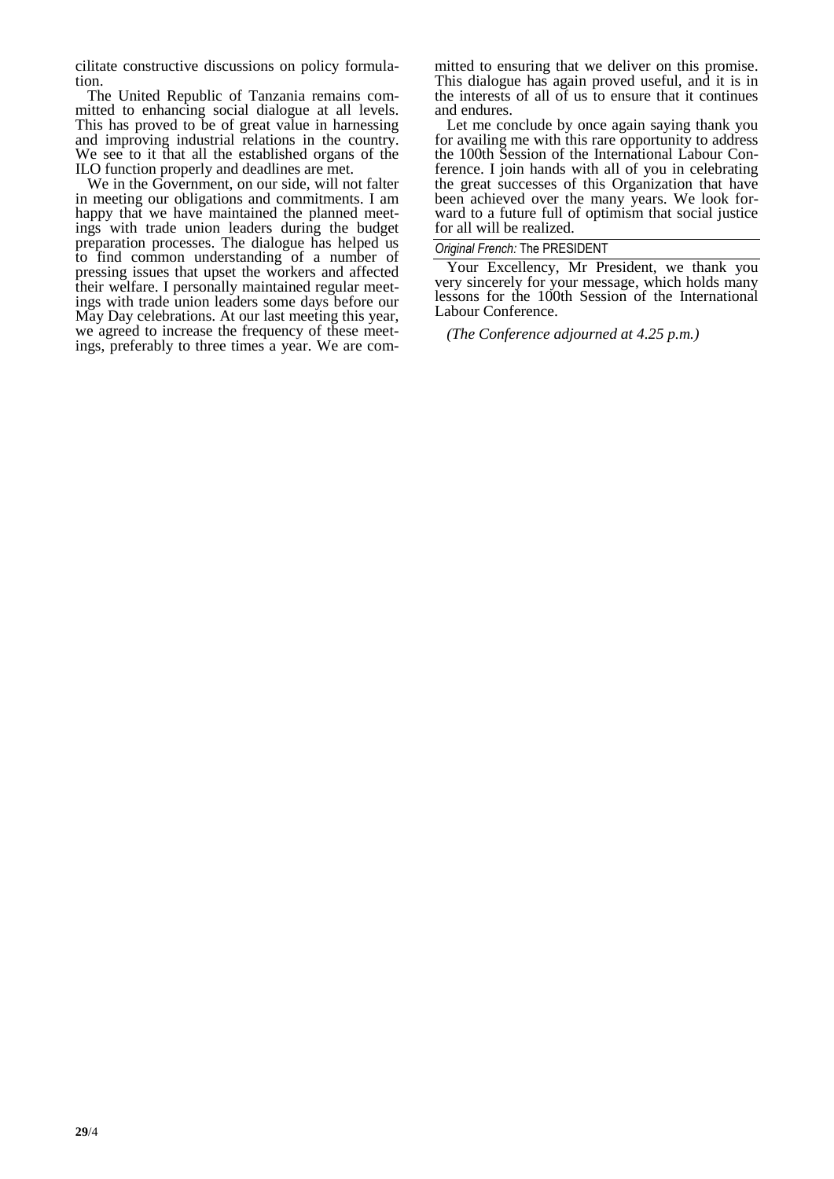cilitate constructive discussions on policy formulation.

The United Republic of Tanzania remains committed to enhancing social dialogue at all levels. This has proved to be of great value in harnessing and improving industrial relations in the country. We see to it that all the established organs of the ILO function properly and deadlines are met.

We in the Government, on our side, will not falter in meeting our obligations and commitments. I am happy that we have maintained the planned meetings with trade union leaders during the budget preparation processes. The dialogue has helped us to find common understanding of a number of pressing issues that upset the workers and affected their welfare. I personally maintained regular meetings with trade union leaders some days before our May Day celebrations. At our last meeting this year, we agreed to increase the frequency of these meetings, preferably to three times a year. We are committed to ensuring that we deliver on this promise. This dialogue has again proved useful, and it is in the interests of all of us to ensure that it continues and endures.

Let me conclude by once again saying thank you for availing me with this rare opportunity to address the 100th Session of the International Labour Conference. I join hands with all of you in celebrating the great successes of this Organization that have been achieved over the many years. We look forward to a future full of optimism that social justice for all will be realized.

*Original French:* The PRESIDENT

Your Excellency, Mr President, we thank you very sincerely for your message, which holds many lessons for the 100th Session of the International Labour Conference.

*(The Conference adjourned at 4.25 p.m.)*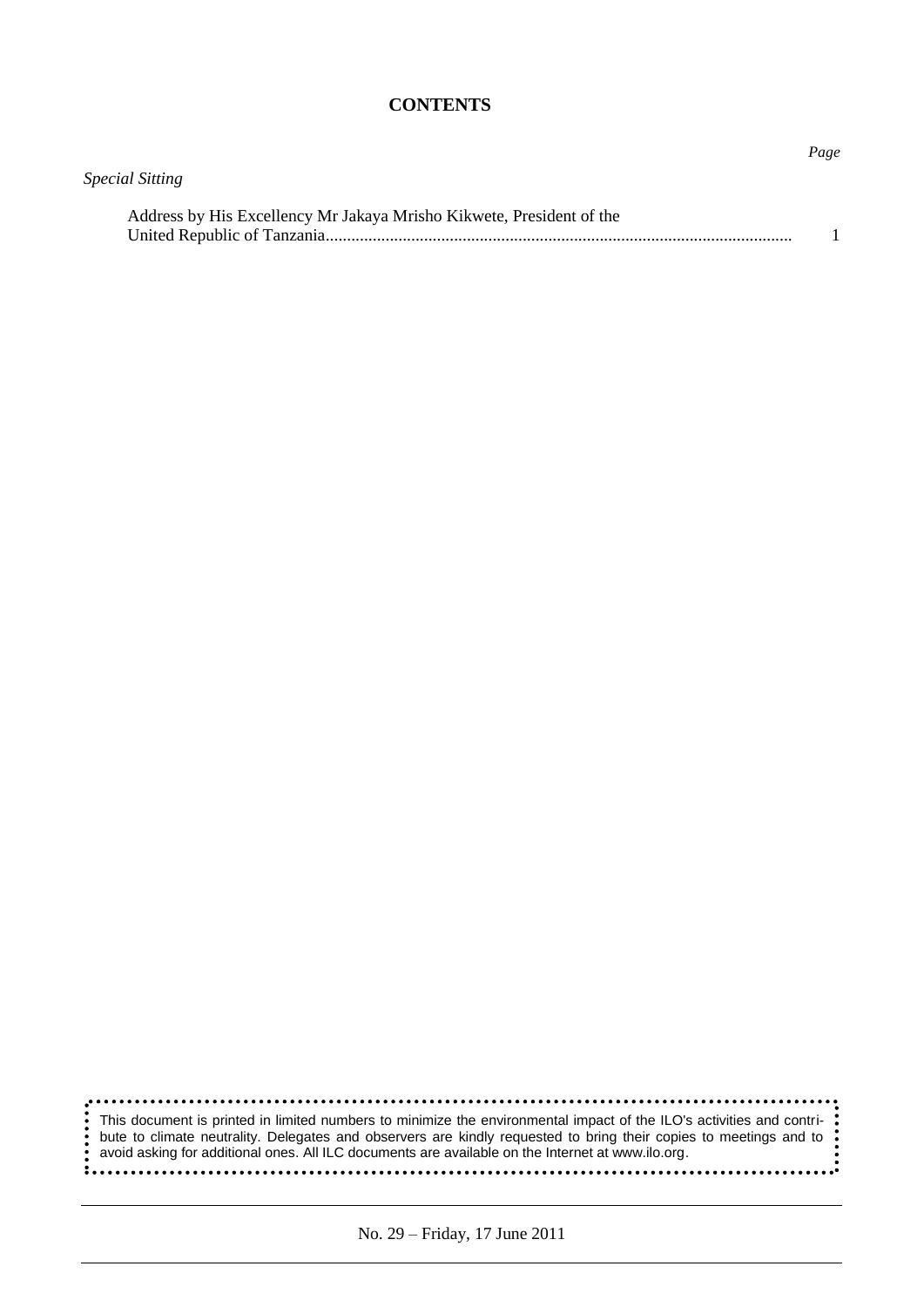# CONTENTS

*Page*

*Special Sitting*

Address by His Excellency Mr Jakaya Mrisho Kikwete, President of the United Republic of Tanzania ........................................ 1

This document is printed in limited numbers to minimize the environmental impact of the ILO's activities and contribute to climate neutrality. Delegates and observers are kindly requested to bring their copies to meetings and to avoid asking for additional ones. All ILC documents are available on the Internet at www.ilo.org.

No. 29 – Friday, 17 June 2011